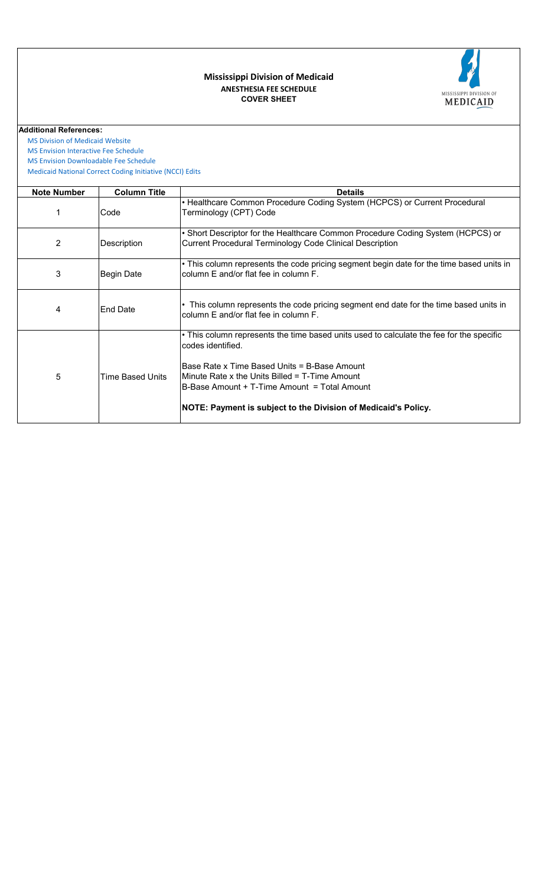# Mississippi Division of Medicaid

## ANESTHESIA FEE SCHEDULE

### COVER SHEET

**Additional References:**

MS Division of Medicaid Website
MS Envision Interactive Fee Schedule
MS Envision Downloadable Fee Schedule
Medicaid National Correct Coding Initiative (NCCI) Edits

| Note Number | Column Title | Details |
|---|---|---|
| 1 | Code | • Healthcare Common Procedure Coding System (HCPCS) or Current Procedural Terminology (CPT) Code |
| 2 | Description | • Short Descriptor for the Healthcare Common Procedure Coding System (HCPCS) or Current Procedural Terminology Code Clinical Description |
| 3 | Begin Date | • This column represents the code pricing segment begin date for the time based units in column E and/or flat fee in column F. |
| 4 | End Date | • This column represents the code pricing segment end date for the time based units in column E and/or flat fee in column F. |
| 5 | Time Based Units | • This column represents the time based units used to calculate the fee for the specific codes identified.<br><br>Base Rate x Time Based Units = B-Base Amount<br>Minute Rate x the Units Billed = T-Time Amount<br>B-Base Amount + T-Time Amount = Total Amount<br><br>**NOTE: Payment is subject to the Division of Medicaid's Policy.** |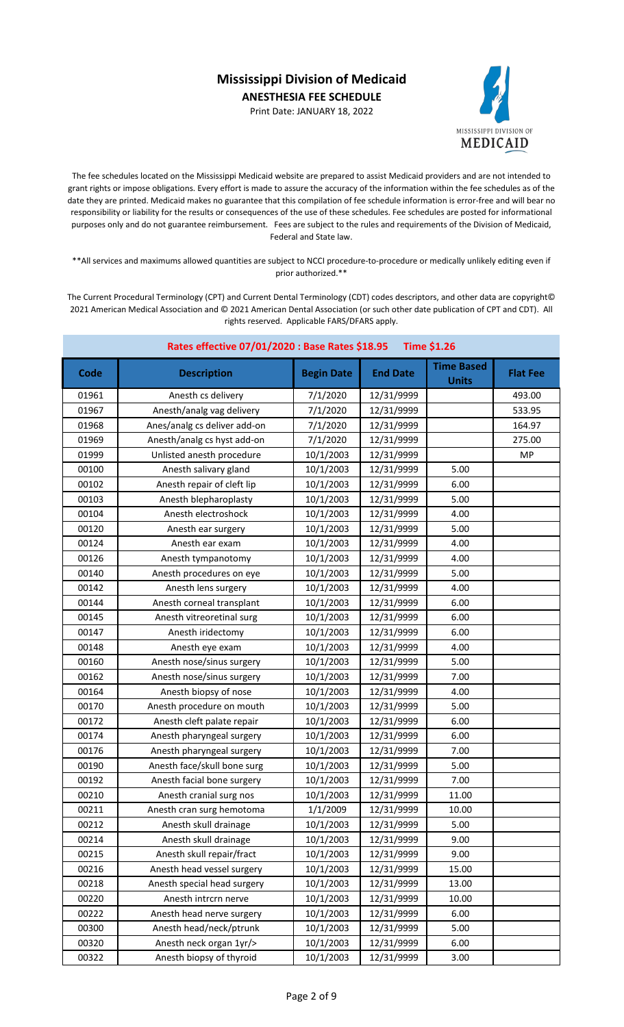# Mississippi Division of Medicaid

**ANESTHESIA FEE SCHEDULE**

Print Date: JANUARY 18, 2022

The fee schedules located on the Mississippi Medicaid website are prepared to assist Medicaid providers and are not intended to grant rights or impose obligations. Every effort is made to assure the accuracy of the information within the fee schedules as of the date they are printed. Medicaid makes no guarantee that this compilation of fee schedule information is error-free and will bear no responsibility or liability for the results or consequences of the use of these schedules. Fee schedules are posted for informational purposes only and do not guarantee reimbursement. Fees are subject to the rules and requirements of the Division of Medicaid, Federal and State law.

**All services and maximums allowed quantities are subject to NCCI procedure-to-procedure or medically unlikely editing even if prior authorized.**

The Current Procedural Terminology (CPT) and Current Dental Terminology (CDT) codes descriptors, and other data are copyright© 2021 American Medical Association and © 2021 American Dental Association (or such other date publication of CPT and CDT). All rights reserved. Applicable FARS/DFARS apply.

**Rates effective 07/01/2020 : Base Rates $18.95 Time $1.26**

| Code | Description | Begin Date | End Date | Time Based Units | Flat Fee |
|---|---|---|---|---|---|
| 01961 | Anesth cs delivery | 7/1/2020 | 12/31/9999 | | 493.00 |
| 01967 | Anesth/analg vag delivery | 7/1/2020 | 12/31/9999 | | 533.95 |
| 01968 | Anes/analg cs deliver add-on | 7/1/2020 | 12/31/9999 | | 164.97 |
| 01969 | Anesth/analg cs hyst add-on | 7/1/2020 | 12/31/9999 | | 275.00 |
| 01999 | Unlisted anesth procedure | 10/1/2003 | 12/31/9999 | | MP |
| 00100 | Anesth salivary gland | 10/1/2003 | 12/31/9999 | 5.00 | |
| 00102 | Anesth repair of cleft lip | 10/1/2003 | 12/31/9999 | 6.00 | |
| 00103 | Anesth blepharoplasty | 10/1/2003 | 12/31/9999 | 5.00 | |
| 00104 | Anesth electroshock | 10/1/2003 | 12/31/9999 | 4.00 | |
| 00120 | Anesth ear surgery | 10/1/2003 | 12/31/9999 | 5.00 | |
| 00124 | Anesth ear exam | 10/1/2003 | 12/31/9999 | 4.00 | |
| 00126 | Anesth tympanotomy | 10/1/2003 | 12/31/9999 | 4.00 | |
| 00140 | Anesth procedures on eye | 10/1/2003 | 12/31/9999 | 5.00 | |
| 00142 | Anesth lens surgery | 10/1/2003 | 12/31/9999 | 4.00 | |
| 00144 | Anesth corneal transplant | 10/1/2003 | 12/31/9999 | 6.00 | |
| 00145 | Anesth vitreoretinal surg | 10/1/2003 | 12/31/9999 | 6.00 | |
| 00147 | Anesth iridectomy | 10/1/2003 | 12/31/9999 | 6.00 | |
| 00148 | Anesth eye exam | 10/1/2003 | 12/31/9999 | 4.00 | |
| 00160 | Anesth nose/sinus surgery | 10/1/2003 | 12/31/9999 | 5.00 | |
| 00162 | Anesth nose/sinus surgery | 10/1/2003 | 12/31/9999 | 7.00 | |
| 00164 | Anesth biopsy of nose | 10/1/2003 | 12/31/9999 | 4.00 | |
| 00170 | Anesth procedure on mouth | 10/1/2003 | 12/31/9999 | 5.00 | |
| 00172 | Anesth cleft palate repair | 10/1/2003 | 12/31/9999 | 6.00 | |
| 00174 | Anesth pharyngeal surgery | 10/1/2003 | 12/31/9999 | 6.00 | |
| 00176 | Anesth pharyngeal surgery | 10/1/2003 | 12/31/9999 | 7.00 | |
| 00190 | Anesth face/skull bone surg | 10/1/2003 | 12/31/9999 | 5.00 | |
| 00192 | Anesth facial bone surgery | 10/1/2003 | 12/31/9999 | 7.00 | |
| 00210 | Anesth cranial surg nos | 10/1/2003 | 12/31/9999 | 11.00 | |
| 00211 | Anesth cran surg hemotoma | 1/1/2009 | 12/31/9999 | 10.00 | |
| 00212 | Anesth skull drainage | 10/1/2003 | 12/31/9999 | 5.00 | |
| 00214 | Anesth skull drainage | 10/1/2003 | 12/31/9999 | 9.00 | |
| 00215 | Anesth skull repair/fract | 10/1/2003 | 12/31/9999 | 9.00 | |
| 00216 | Anesth head vessel surgery | 10/1/2003 | 12/31/9999 | 15.00 | |
| 00218 | Anesth special head surgery | 10/1/2003 | 12/31/9999 | 13.00 | |
| 00220 | Anesth intrcrn nerve | 10/1/2003 | 12/31/9999 | 10.00 | |
| 00222 | Anesth head nerve surgery | 10/1/2003 | 12/31/9999 | 6.00 | |
| 00300 | Anesth head/neck/ptrunk | 10/1/2003 | 12/31/9999 | 5.00 | |
| 00320 | Anesth neck organ 1yr/> | 10/1/2003 | 12/31/9999 | 6.00 | |
| 00322 | Anesth biopsy of thyroid | 10/1/2003 | 12/31/9999 | 3.00 | |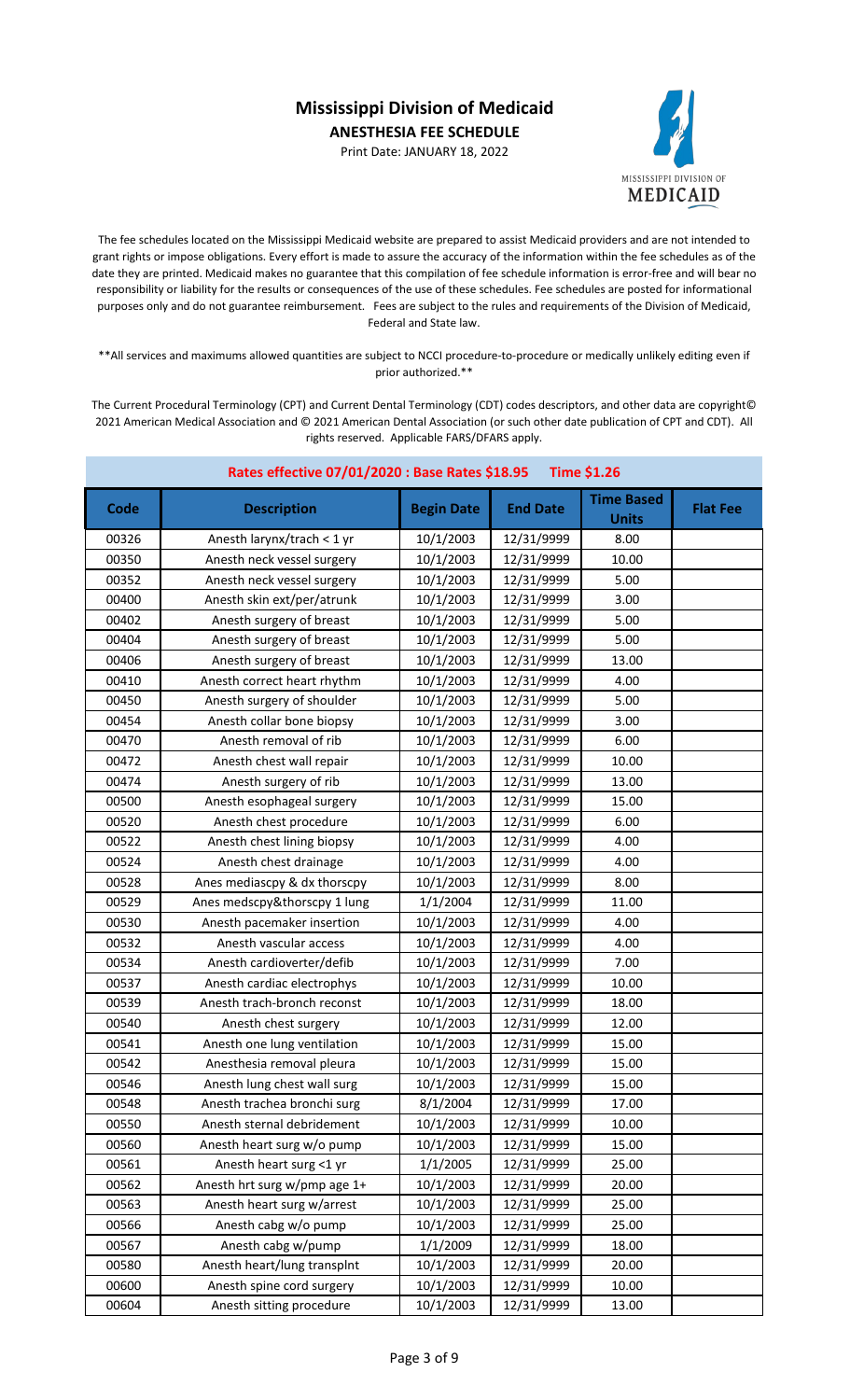# Mississippi Division of Medicaid

**ANESTHESIA FEE SCHEDULE**

Print Date: JANUARY 18, 2022

The fee schedules located on the Mississippi Medicaid website are prepared to assist Medicaid providers and are not intended to grant rights or impose obligations. Every effort is made to assure the accuracy of the information within the fee schedules as of the date they are printed. Medicaid makes no guarantee that this compilation of fee schedule information is error-free and will bear no responsibility or liability for the results or consequences of the use of these schedules. Fee schedules are posted for informational purposes only and do not guarantee reimbursement. Fees are subject to the rules and requirements of the Division of Medicaid, Federal and State law.

**All services and maximums allowed quantities are subject to NCCI procedure-to-procedure or medically unlikely editing even if prior authorized.**

The Current Procedural Terminology (CPT) and Current Dental Terminology (CDT) codes descriptors, and other data are copyright© 2021 American Medical Association and © 2021 American Dental Association (or such other date publication of CPT and CDT). All rights reserved. Applicable FARS/DFARS apply.

**Rates effective 07/01/2020 : Base Rates $18.95 Time $1.26**

| Code | Description | Begin Date | End Date | Time Based Units | Flat Fee |
|---|---|---|---|---|---|
| 00326 | Anesth larynx/trach < 1 yr | 10/1/2003 | 12/31/9999 | 8.00 | |
| 00350 | Anesth neck vessel surgery | 10/1/2003 | 12/31/9999 | 10.00 | |
| 00352 | Anesth neck vessel surgery | 10/1/2003 | 12/31/9999 | 5.00 | |
| 00400 | Anesth skin ext/per/atrunk | 10/1/2003 | 12/31/9999 | 3.00 | |
| 00402 | Anesth surgery of breast | 10/1/2003 | 12/31/9999 | 5.00 | |
| 00404 | Anesth surgery of breast | 10/1/2003 | 12/31/9999 | 5.00 | |
| 00406 | Anesth surgery of breast | 10/1/2003 | 12/31/9999 | 13.00 | |
| 00410 | Anesth correct heart rhythm | 10/1/2003 | 12/31/9999 | 4.00 | |
| 00450 | Anesth surgery of shoulder | 10/1/2003 | 12/31/9999 | 5.00 | |
| 00454 | Anesth collar bone biopsy | 10/1/2003 | 12/31/9999 | 3.00 | |
| 00470 | Anesth removal of rib | 10/1/2003 | 12/31/9999 | 6.00 | |
| 00472 | Anesth chest wall repair | 10/1/2003 | 12/31/9999 | 10.00 | |
| 00474 | Anesth surgery of rib | 10/1/2003 | 12/31/9999 | 13.00 | |
| 00500 | Anesth esophageal surgery | 10/1/2003 | 12/31/9999 | 15.00 | |
| 00520 | Anesth chest procedure | 10/1/2003 | 12/31/9999 | 6.00 | |
| 00522 | Anesth chest lining biopsy | 10/1/2003 | 12/31/9999 | 4.00 | |
| 00524 | Anesth chest drainage | 10/1/2003 | 12/31/9999 | 4.00 | |
| 00528 | Anes mediascpy & dx thorscpy | 10/1/2003 | 12/31/9999 | 8.00 | |
| 00529 | Anes medscpy&thorscpy 1 lung | 1/1/2004 | 12/31/9999 | 11.00 | |
| 00530 | Anesth pacemaker insertion | 10/1/2003 | 12/31/9999 | 4.00 | |
| 00532 | Anesth vascular access | 10/1/2003 | 12/31/9999 | 4.00 | |
| 00534 | Anesth cardioverter/defib | 10/1/2003 | 12/31/9999 | 7.00 | |
| 00537 | Anesth cardiac electrophys | 10/1/2003 | 12/31/9999 | 10.00 | |
| 00539 | Anesth trach-bronch reconst | 10/1/2003 | 12/31/9999 | 18.00 | |
| 00540 | Anesth chest surgery | 10/1/2003 | 12/31/9999 | 12.00 | |
| 00541 | Anesth one lung ventilation | 10/1/2003 | 12/31/9999 | 15.00 | |
| 00542 | Anesthesia removal pleura | 10/1/2003 | 12/31/9999 | 15.00 | |
| 00546 | Anesth lung chest wall surg | 10/1/2003 | 12/31/9999 | 15.00 | |
| 00548 | Anesth trachea bronchi surg | 8/1/2004 | 12/31/9999 | 17.00 | |
| 00550 | Anesth sternal debridement | 10/1/2003 | 12/31/9999 | 10.00 | |
| 00560 | Anesth heart surg w/o pump | 10/1/2003 | 12/31/9999 | 15.00 | |
| 00561 | Anesth heart surg <1 yr | 1/1/2005 | 12/31/9999 | 25.00 | |
| 00562 | Anesth hrt surg w/pmp age 1+ | 10/1/2003 | 12/31/9999 | 20.00 | |
| 00563 | Anesth heart surg w/arrest | 10/1/2003 | 12/31/9999 | 25.00 | |
| 00566 | Anesth cabg w/o pump | 10/1/2003 | 12/31/9999 | 25.00 | |
| 00567 | Anesth cabg w/pump | 1/1/2009 | 12/31/9999 | 18.00 | |
| 00580 | Anesth heart/lung transplnt | 10/1/2003 | 12/31/9999 | 20.00 | |
| 00600 | Anesth spine cord surgery | 10/1/2003 | 12/31/9999 | 10.00 | |
| 00604 | Anesth sitting procedure | 10/1/2003 | 12/31/9999 | 13.00 | |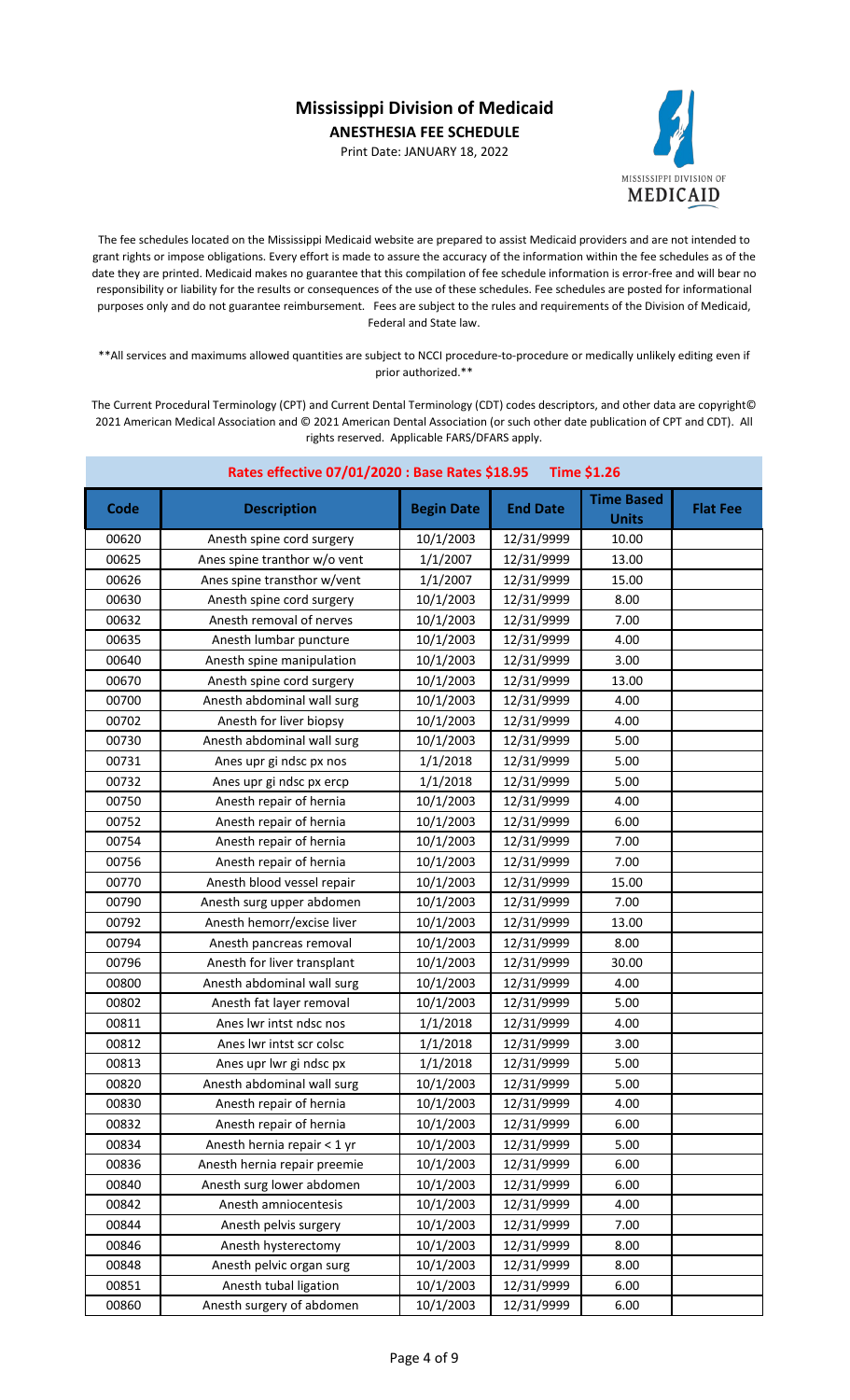# Mississippi Division of Medicaid

**ANESTHESIA FEE SCHEDULE**

Print Date: JANUARY 18, 2022

The fee schedules located on the Mississippi Medicaid website are prepared to assist Medicaid providers and are not intended to grant rights or impose obligations. Every effort is made to assure the accuracy of the information within the fee schedules as of the date they are printed. Medicaid makes no guarantee that this compilation of fee schedule information is error-free and will bear no responsibility or liability for the results or consequences of the use of these schedules. Fee schedules are posted for informational purposes only and do not guarantee reimbursement. Fees are subject to the rules and requirements of the Division of Medicaid, Federal and State law.

**All services and maximums allowed quantities are subject to NCCI procedure-to-procedure or medically unlikely editing even if prior authorized.**

The Current Procedural Terminology (CPT) and Current Dental Terminology (CDT) codes descriptors, and other data are copyright© 2021 American Medical Association and © 2021 American Dental Association (or such other date publication of CPT and CDT). All rights reserved. Applicable FARS/DFARS apply.

**Rates effective 07/01/2020 : Base Rates $18.95 Time $1.26**

| Code | Description | Begin Date | End Date | Time Based Units | Flat Fee |
|---|---|---|---|---|---|
| 00620 | Anesth spine cord surgery | 10/1/2003 | 12/31/9999 | 10.00 | |
| 00625 | Anes spine tranthor w/o vent | 1/1/2007 | 12/31/9999 | 13.00 | |
| 00626 | Anes spine transthor w/vent | 1/1/2007 | 12/31/9999 | 15.00 | |
| 00630 | Anesth spine cord surgery | 10/1/2003 | 12/31/9999 | 8.00 | |
| 00632 | Anesth removal of nerves | 10/1/2003 | 12/31/9999 | 7.00 | |
| 00635 | Anesth lumbar puncture | 10/1/2003 | 12/31/9999 | 4.00 | |
| 00640 | Anesth spine manipulation | 10/1/2003 | 12/31/9999 | 3.00 | |
| 00670 | Anesth spine cord surgery | 10/1/2003 | 12/31/9999 | 13.00 | |
| 00700 | Anesth abdominal wall surg | 10/1/2003 | 12/31/9999 | 4.00 | |
| 00702 | Anesth for liver biopsy | 10/1/2003 | 12/31/9999 | 4.00 | |
| 00730 | Anesth abdominal wall surg | 10/1/2003 | 12/31/9999 | 5.00 | |
| 00731 | Anes upr gi ndsc px nos | 1/1/2018 | 12/31/9999 | 5.00 | |
| 00732 | Anes upr gi ndsc px ercp | 1/1/2018 | 12/31/9999 | 5.00 | |
| 00750 | Anesth repair of hernia | 10/1/2003 | 12/31/9999 | 4.00 | |
| 00752 | Anesth repair of hernia | 10/1/2003 | 12/31/9999 | 6.00 | |
| 00754 | Anesth repair of hernia | 10/1/2003 | 12/31/9999 | 7.00 | |
| 00756 | Anesth repair of hernia | 10/1/2003 | 12/31/9999 | 7.00 | |
| 00770 | Anesth blood vessel repair | 10/1/2003 | 12/31/9999 | 15.00 | |
| 00790 | Anesth surg upper abdomen | 10/1/2003 | 12/31/9999 | 7.00 | |
| 00792 | Anesth hemorr/excise liver | 10/1/2003 | 12/31/9999 | 13.00 | |
| 00794 | Anesth pancreas removal | 10/1/2003 | 12/31/9999 | 8.00 | |
| 00796 | Anesth for liver transplant | 10/1/2003 | 12/31/9999 | 30.00 | |
| 00800 | Anesth abdominal wall surg | 10/1/2003 | 12/31/9999 | 4.00 | |
| 00802 | Anesth fat layer removal | 10/1/2003 | 12/31/9999 | 5.00 | |
| 00811 | Anes lwr intst ndsc nos | 1/1/2018 | 12/31/9999 | 4.00 | |
| 00812 | Anes lwr intst scr colsc | 1/1/2018 | 12/31/9999 | 3.00 | |
| 00813 | Anes upr lwr gi ndsc px | 1/1/2018 | 12/31/9999 | 5.00 | |
| 00820 | Anesth abdominal wall surg | 10/1/2003 | 12/31/9999 | 5.00 | |
| 00830 | Anesth repair of hernia | 10/1/2003 | 12/31/9999 | 4.00 | |
| 00832 | Anesth repair of hernia | 10/1/2003 | 12/31/9999 | 6.00 | |
| 00834 | Anesth hernia repair < 1 yr | 10/1/2003 | 12/31/9999 | 5.00 | |
| 00836 | Anesth hernia repair preemie | 10/1/2003 | 12/31/9999 | 6.00 | |
| 00840 | Anesth surg lower abdomen | 10/1/2003 | 12/31/9999 | 6.00 | |
| 00842 | Anesth amniocentesis | 10/1/2003 | 12/31/9999 | 4.00 | |
| 00844 | Anesth pelvis surgery | 10/1/2003 | 12/31/9999 | 7.00 | |
| 00846 | Anesth hysterectomy | 10/1/2003 | 12/31/9999 | 8.00 | |
| 00848 | Anesth pelvic organ surg | 10/1/2003 | 12/31/9999 | 8.00 | |
| 00851 | Anesth tubal ligation | 10/1/2003 | 12/31/9999 | 6.00 | |
| 00860 | Anesth surgery of abdomen | 10/1/2003 | 12/31/9999 | 6.00 | |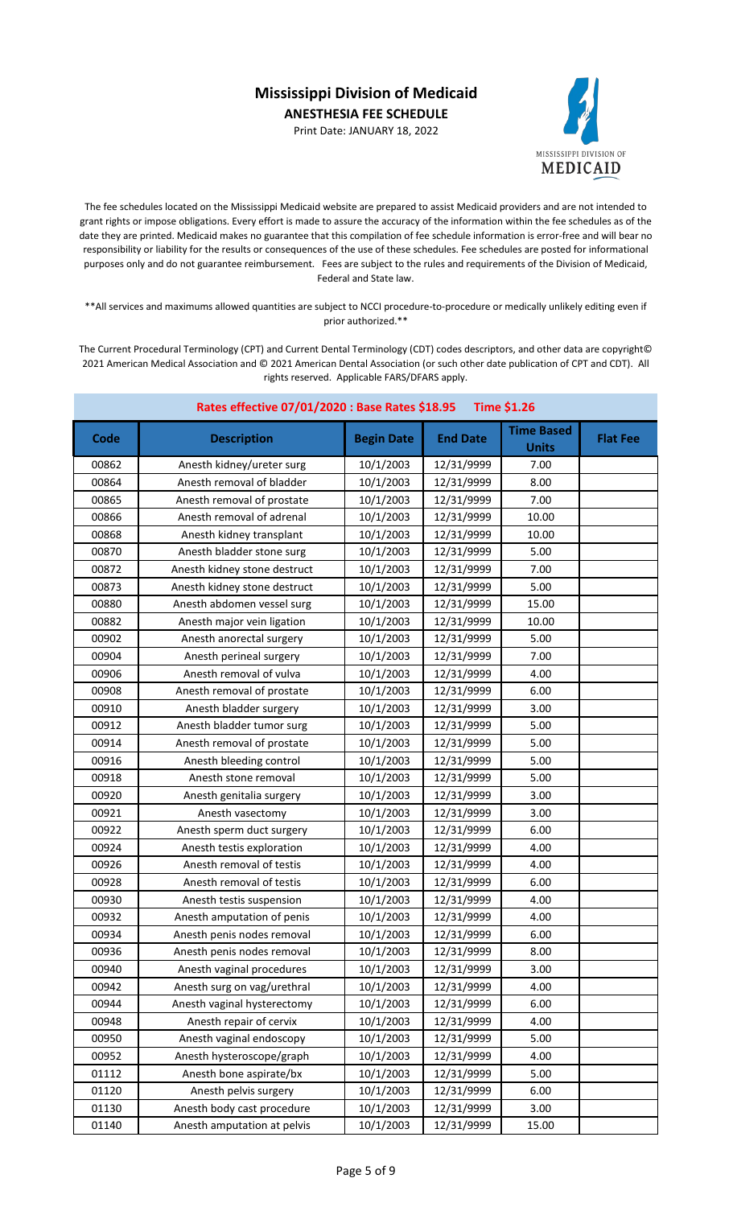# Mississippi Division of Medicaid

**ANESTHESIA FEE SCHEDULE**

Print Date: JANUARY 18, 2022

The fee schedules located on the Mississippi Medicaid website are prepared to assist Medicaid providers and are not intended to grant rights or impose obligations. Every effort is made to assure the accuracy of the information within the fee schedules as of the date they are printed. Medicaid makes no guarantee that this compilation of fee schedule information is error-free and will bear no responsibility or liability for the results or consequences of the use of these schedules. Fee schedules are posted for informational purposes only and do not guarantee reimbursement. Fees are subject to the rules and requirements of the Division of Medicaid, Federal and State law.

**All services and maximums allowed quantities are subject to NCCI procedure-to-procedure or medically unlikely editing even if prior authorized.**

The Current Procedural Terminology (CPT) and Current Dental Terminology (CDT) codes descriptors, and other data are copyright© 2021 American Medical Association and © 2021 American Dental Association (or such other date publication of CPT and CDT). All rights reserved. Applicable FARS/DFARS apply.

**Rates effective 07/01/2020 : Base Rates $18.95 Time $1.26**

| Code | Description | Begin Date | End Date | Time Based Units | Flat Fee |
|---|---|---|---|---|---|
| 00862 | Anesth kidney/ureter surg | 10/1/2003 | 12/31/9999 | 7.00 | |
| 00864 | Anesth removal of bladder | 10/1/2003 | 12/31/9999 | 8.00 | |
| 00865 | Anesth removal of prostate | 10/1/2003 | 12/31/9999 | 7.00 | |
| 00866 | Anesth removal of adrenal | 10/1/2003 | 12/31/9999 | 10.00 | |
| 00868 | Anesth kidney transplant | 10/1/2003 | 12/31/9999 | 10.00 | |
| 00870 | Anesth bladder stone surg | 10/1/2003 | 12/31/9999 | 5.00 | |
| 00872 | Anesth kidney stone destruct | 10/1/2003 | 12/31/9999 | 7.00 | |
| 00873 | Anesth kidney stone destruct | 10/1/2003 | 12/31/9999 | 5.00 | |
| 00880 | Anesth abdomen vessel surg | 10/1/2003 | 12/31/9999 | 15.00 | |
| 00882 | Anesth major vein ligation | 10/1/2003 | 12/31/9999 | 10.00 | |
| 00902 | Anesth anorectal surgery | 10/1/2003 | 12/31/9999 | 5.00 | |
| 00904 | Anesth perineal surgery | 10/1/2003 | 12/31/9999 | 7.00 | |
| 00906 | Anesth removal of vulva | 10/1/2003 | 12/31/9999 | 4.00 | |
| 00908 | Anesth removal of prostate | 10/1/2003 | 12/31/9999 | 6.00 | |
| 00910 | Anesth bladder surgery | 10/1/2003 | 12/31/9999 | 3.00 | |
| 00912 | Anesth bladder tumor surg | 10/1/2003 | 12/31/9999 | 5.00 | |
| 00914 | Anesth removal of prostate | 10/1/2003 | 12/31/9999 | 5.00 | |
| 00916 | Anesth bleeding control | 10/1/2003 | 12/31/9999 | 5.00 | |
| 00918 | Anesth stone removal | 10/1/2003 | 12/31/9999 | 5.00 | |
| 00920 | Anesth genitalia surgery | 10/1/2003 | 12/31/9999 | 3.00 | |
| 00921 | Anesth vasectomy | 10/1/2003 | 12/31/9999 | 3.00 | |
| 00922 | Anesth sperm duct surgery | 10/1/2003 | 12/31/9999 | 6.00 | |
| 00924 | Anesth testis exploration | 10/1/2003 | 12/31/9999 | 4.00 | |
| 00926 | Anesth removal of testis | 10/1/2003 | 12/31/9999 | 4.00 | |
| 00928 | Anesth removal of testis | 10/1/2003 | 12/31/9999 | 6.00 | |
| 00930 | Anesth testis suspension | 10/1/2003 | 12/31/9999 | 4.00 | |
| 00932 | Anesth amputation of penis | 10/1/2003 | 12/31/9999 | 4.00 | |
| 00934 | Anesth penis nodes removal | 10/1/2003 | 12/31/9999 | 6.00 | |
| 00936 | Anesth penis nodes removal | 10/1/2003 | 12/31/9999 | 8.00 | |
| 00940 | Anesth vaginal procedures | 10/1/2003 | 12/31/9999 | 3.00 | |
| 00942 | Anesth surg on vag/urethral | 10/1/2003 | 12/31/9999 | 4.00 | |
| 00944 | Anesth vaginal hysterectomy | 10/1/2003 | 12/31/9999 | 6.00 | |
| 00948 | Anesth repair of cervix | 10/1/2003 | 12/31/9999 | 4.00 | |
| 00950 | Anesth vaginal endoscopy | 10/1/2003 | 12/31/9999 | 5.00 | |
| 00952 | Anesth hysteroscope/graph | 10/1/2003 | 12/31/9999 | 4.00 | |
| 01112 | Anesth bone aspirate/bx | 10/1/2003 | 12/31/9999 | 5.00 | |
| 01120 | Anesth pelvis surgery | 10/1/2003 | 12/31/9999 | 6.00 | |
| 01130 | Anesth body cast procedure | 10/1/2003 | 12/31/9999 | 3.00 | |
| 01140 | Anesth amputation at pelvis | 10/1/2003 | 12/31/9999 | 15.00 | |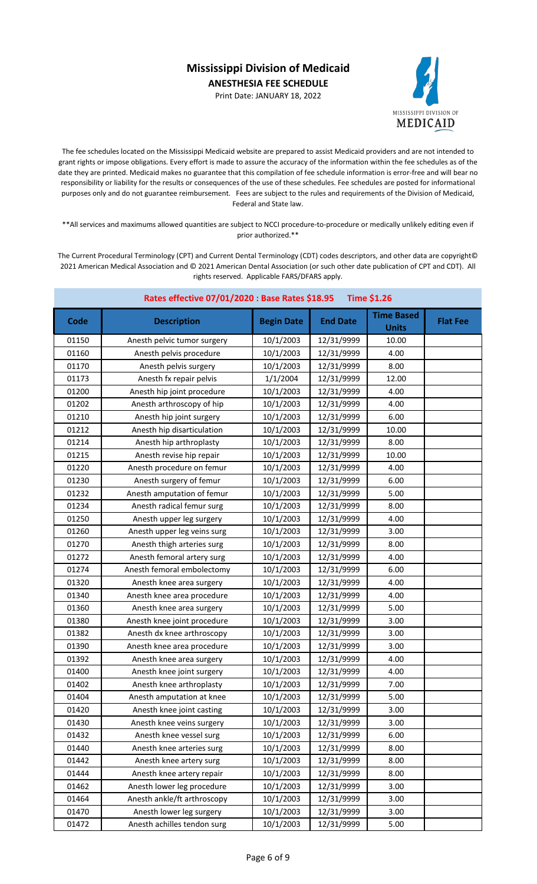# Mississippi Division of Medicaid

**ANESTHESIA FEE SCHEDULE**

Print Date: JANUARY 18, 2022

The fee schedules located on the Mississippi Medicaid website are prepared to assist Medicaid providers and are not intended to grant rights or impose obligations. Every effort is made to assure the accuracy of the information within the fee schedules as of the date they are printed. Medicaid makes no guarantee that this compilation of fee schedule information is error-free and will bear no responsibility or liability for the results or consequences of the use of these schedules. Fee schedules are posted for informational purposes only and do not guarantee reimbursement. Fees are subject to the rules and requirements of the Division of Medicaid, Federal and State law.

**All services and maximums allowed quantities are subject to NCCI procedure-to-procedure or medically unlikely editing even if prior authorized.**

The Current Procedural Terminology (CPT) and Current Dental Terminology (CDT) codes descriptors, and other data are copyright© 2021 American Medical Association and © 2021 American Dental Association (or such other date publication of CPT and CDT). All rights reserved. Applicable FARS/DFARS apply.

**Rates effective 07/01/2020 : Base Rates $18.95 Time $1.26**

| Code | Description | Begin Date | End Date | Time Based Units | Flat Fee |
|---|---|---|---|---|---|
| 01150 | Anesth pelvic tumor surgery | 10/1/2003 | 12/31/9999 | 10.00 | |
| 01160 | Anesth pelvis procedure | 10/1/2003 | 12/31/9999 | 4.00 | |
| 01170 | Anesth pelvis surgery | 10/1/2003 | 12/31/9999 | 8.00 | |
| 01173 | Anesth fx repair pelvis | 1/1/2004 | 12/31/9999 | 12.00 | |
| 01200 | Anesth hip joint procedure | 10/1/2003 | 12/31/9999 | 4.00 | |
| 01202 | Anesth arthroscopy of hip | 10/1/2003 | 12/31/9999 | 4.00 | |
| 01210 | Anesth hip joint surgery | 10/1/2003 | 12/31/9999 | 6.00 | |
| 01212 | Anesth hip disarticulation | 10/1/2003 | 12/31/9999 | 10.00 | |
| 01214 | Anesth hip arthroplasty | 10/1/2003 | 12/31/9999 | 8.00 | |
| 01215 | Anesth revise hip repair | 10/1/2003 | 12/31/9999 | 10.00 | |
| 01220 | Anesth procedure on femur | 10/1/2003 | 12/31/9999 | 4.00 | |
| 01230 | Anesth surgery of femur | 10/1/2003 | 12/31/9999 | 6.00 | |
| 01232 | Anesth amputation of femur | 10/1/2003 | 12/31/9999 | 5.00 | |
| 01234 | Anesth radical femur surg | 10/1/2003 | 12/31/9999 | 8.00 | |
| 01250 | Anesth upper leg surgery | 10/1/2003 | 12/31/9999 | 4.00 | |
| 01260 | Anesth upper leg veins surg | 10/1/2003 | 12/31/9999 | 3.00 | |
| 01270 | Anesth thigh arteries surg | 10/1/2003 | 12/31/9999 | 8.00 | |
| 01272 | Anesth femoral artery surg | 10/1/2003 | 12/31/9999 | 4.00 | |
| 01274 | Anesth femoral embolectomy | 10/1/2003 | 12/31/9999 | 6.00 | |
| 01320 | Anesth knee area surgery | 10/1/2003 | 12/31/9999 | 4.00 | |
| 01340 | Anesth knee area procedure | 10/1/2003 | 12/31/9999 | 4.00 | |
| 01360 | Anesth knee area surgery | 10/1/2003 | 12/31/9999 | 5.00 | |
| 01380 | Anesth knee joint procedure | 10/1/2003 | 12/31/9999 | 3.00 | |
| 01382 | Anesth dx knee arthroscopy | 10/1/2003 | 12/31/9999 | 3.00 | |
| 01390 | Anesth knee area procedure | 10/1/2003 | 12/31/9999 | 3.00 | |
| 01392 | Anesth knee area surgery | 10/1/2003 | 12/31/9999 | 4.00 | |
| 01400 | Anesth knee joint surgery | 10/1/2003 | 12/31/9999 | 4.00 | |
| 01402 | Anesth knee arthroplasty | 10/1/2003 | 12/31/9999 | 7.00 | |
| 01404 | Anesth amputation at knee | 10/1/2003 | 12/31/9999 | 5.00 | |
| 01420 | Anesth knee joint casting | 10/1/2003 | 12/31/9999 | 3.00 | |
| 01430 | Anesth knee veins surgery | 10/1/2003 | 12/31/9999 | 3.00 | |
| 01432 | Anesth knee vessel surg | 10/1/2003 | 12/31/9999 | 6.00 | |
| 01440 | Anesth knee arteries surg | 10/1/2003 | 12/31/9999 | 8.00 | |
| 01442 | Anesth knee artery surg | 10/1/2003 | 12/31/9999 | 8.00 | |
| 01444 | Anesth knee artery repair | 10/1/2003 | 12/31/9999 | 8.00 | |
| 01462 | Anesth lower leg procedure | 10/1/2003 | 12/31/9999 | 3.00 | |
| 01464 | Anesth ankle/ft arthroscopy | 10/1/2003 | 12/31/9999 | 3.00 | |
| 01470 | Anesth lower leg surgery | 10/1/2003 | 12/31/9999 | 3.00 | |
| 01472 | Anesth achilles tendon surg | 10/1/2003 | 12/31/9999 | 5.00 | |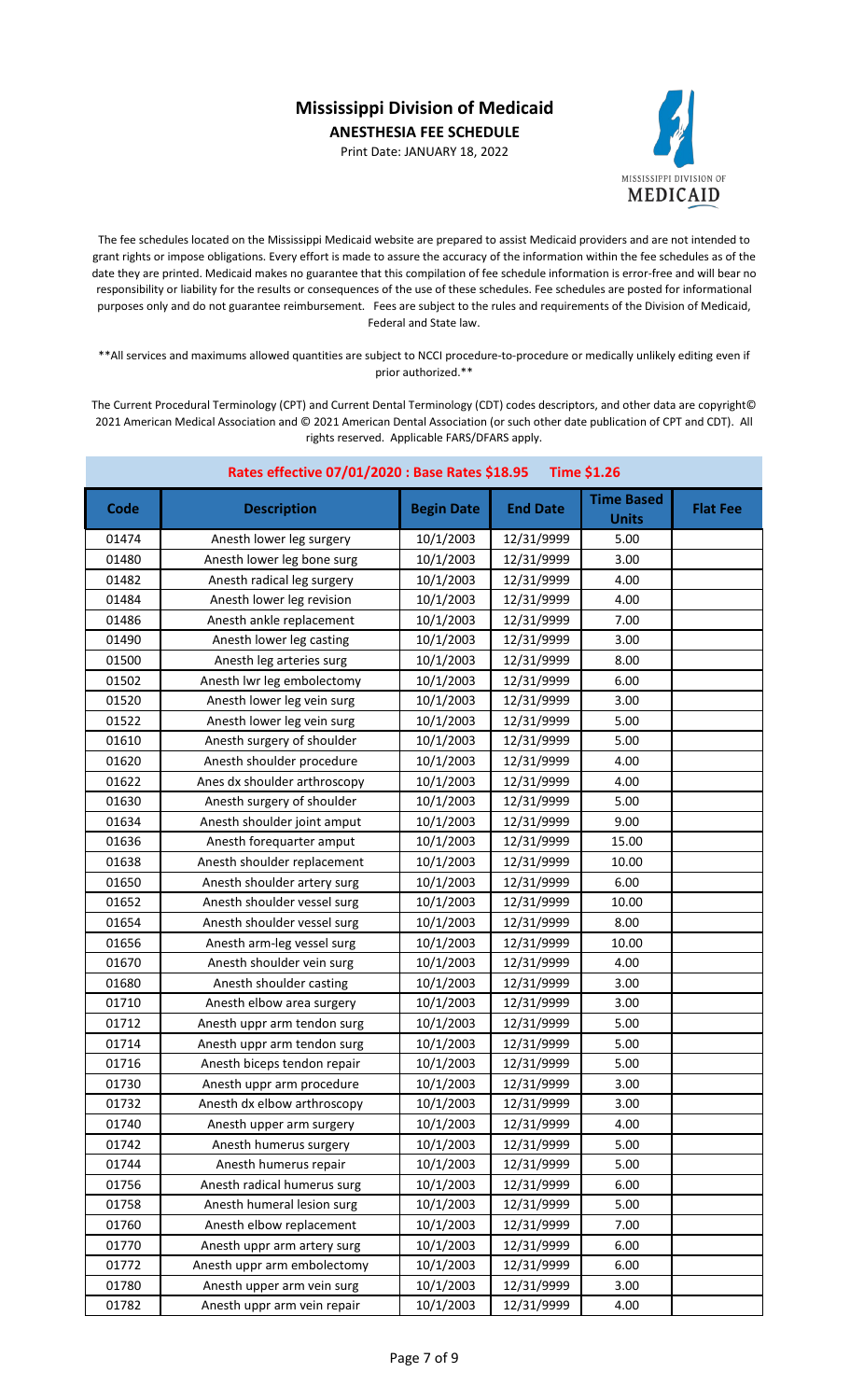# Mississippi Division of Medicaid

**ANESTHESIA FEE SCHEDULE**

Print Date: JANUARY 18, 2022

The fee schedules located on the Mississippi Medicaid website are prepared to assist Medicaid providers and are not intended to grant rights or impose obligations. Every effort is made to assure the accuracy of the information within the fee schedules as of the date they are printed. Medicaid makes no guarantee that this compilation of fee schedule information is error-free and will bear no responsibility or liability for the results or consequences of the use of these schedules. Fee schedules are posted for informational purposes only and do not guarantee reimbursement. Fees are subject to the rules and requirements of the Division of Medicaid, Federal and State law.

**All services and maximums allowed quantities are subject to NCCI procedure-to-procedure or medically unlikely editing even if prior authorized.**

The Current Procedural Terminology (CPT) and Current Dental Terminology (CDT) codes descriptors, and other data are copyright© 2021 American Medical Association and © 2021 American Dental Association (or such other date publication of CPT and CDT). All rights reserved. Applicable FARS/DFARS apply.

| Rates effective 07/01/2020 : Base Rates $18.95 Time $1.26 | | | | | |
|---|---|---|---|---|---|
| **Code** | **Description** | **Begin Date** | **End Date** | **Time Based Units** | **Flat Fee** |
| 01474 | Anesth lower leg surgery | 10/1/2003 | 12/31/9999 | 5.00 | |
| 01480 | Anesth lower leg bone surg | 10/1/2003 | 12/31/9999 | 3.00 | |
| 01482 | Anesth radical leg surgery | 10/1/2003 | 12/31/9999 | 4.00 | |
| 01484 | Anesth lower leg revision | 10/1/2003 | 12/31/9999 | 4.00 | |
| 01486 | Anesth ankle replacement | 10/1/2003 | 12/31/9999 | 7.00 | |
| 01490 | Anesth lower leg casting | 10/1/2003 | 12/31/9999 | 3.00 | |
| 01500 | Anesth leg arteries surg | 10/1/2003 | 12/31/9999 | 8.00 | |
| 01502 | Anesth lwr leg embolectomy | 10/1/2003 | 12/31/9999 | 6.00 | |
| 01520 | Anesth lower leg vein surg | 10/1/2003 | 12/31/9999 | 3.00 | |
| 01522 | Anesth lower leg vein surg | 10/1/2003 | 12/31/9999 | 5.00 | |
| 01610 | Anesth surgery of shoulder | 10/1/2003 | 12/31/9999 | 5.00 | |
| 01620 | Anesth shoulder procedure | 10/1/2003 | 12/31/9999 | 4.00 | |
| 01622 | Anes dx shoulder arthroscopy | 10/1/2003 | 12/31/9999 | 4.00 | |
| 01630 | Anesth surgery of shoulder | 10/1/2003 | 12/31/9999 | 5.00 | |
| 01634 | Anesth shoulder joint amput | 10/1/2003 | 12/31/9999 | 9.00 | |
| 01636 | Anesth forequarter amput | 10/1/2003 | 12/31/9999 | 15.00 | |
| 01638 | Anesth shoulder replacement | 10/1/2003 | 12/31/9999 | 10.00 | |
| 01650 | Anesth shoulder artery surg | 10/1/2003 | 12/31/9999 | 6.00 | |
| 01652 | Anesth shoulder vessel surg | 10/1/2003 | 12/31/9999 | 10.00 | |
| 01654 | Anesth shoulder vessel surg | 10/1/2003 | 12/31/9999 | 8.00 | |
| 01656 | Anesth arm-leg vessel surg | 10/1/2003 | 12/31/9999 | 10.00 | |
| 01670 | Anesth shoulder vein surg | 10/1/2003 | 12/31/9999 | 4.00 | |
| 01680 | Anesth shoulder casting | 10/1/2003 | 12/31/9999 | 3.00 | |
| 01710 | Anesth elbow area surgery | 10/1/2003 | 12/31/9999 | 3.00 | |
| 01712 | Anesth uppr arm tendon surg | 10/1/2003 | 12/31/9999 | 5.00 | |
| 01714 | Anesth uppr arm tendon surg | 10/1/2003 | 12/31/9999 | 5.00 | |
| 01716 | Anesth biceps tendon repair | 10/1/2003 | 12/31/9999 | 5.00 | |
| 01730 | Anesth uppr arm procedure | 10/1/2003 | 12/31/9999 | 3.00 | |
| 01732 | Anesth dx elbow arthroscopy | 10/1/2003 | 12/31/9999 | 3.00 | |
| 01740 | Anesth upper arm surgery | 10/1/2003 | 12/31/9999 | 4.00 | |
| 01742 | Anesth humerus surgery | 10/1/2003 | 12/31/9999 | 5.00 | |
| 01744 | Anesth humerus repair | 10/1/2003 | 12/31/9999 | 5.00 | |
| 01756 | Anesth radical humerus surg | 10/1/2003 | 12/31/9999 | 6.00 | |
| 01758 | Anesth humeral lesion surg | 10/1/2003 | 12/31/9999 | 5.00 | |
| 01760 | Anesth elbow replacement | 10/1/2003 | 12/31/9999 | 7.00 | |
| 01770 | Anesth uppr arm artery surg | 10/1/2003 | 12/31/9999 | 6.00 | |
| 01772 | Anesth uppr arm embolectomy | 10/1/2003 | 12/31/9999 | 6.00 | |
| 01780 | Anesth upper arm vein surg | 10/1/2003 | 12/31/9999 | 3.00 | |
| 01782 | Anesth uppr arm vein repair | 10/1/2003 | 12/31/9999 | 4.00 | |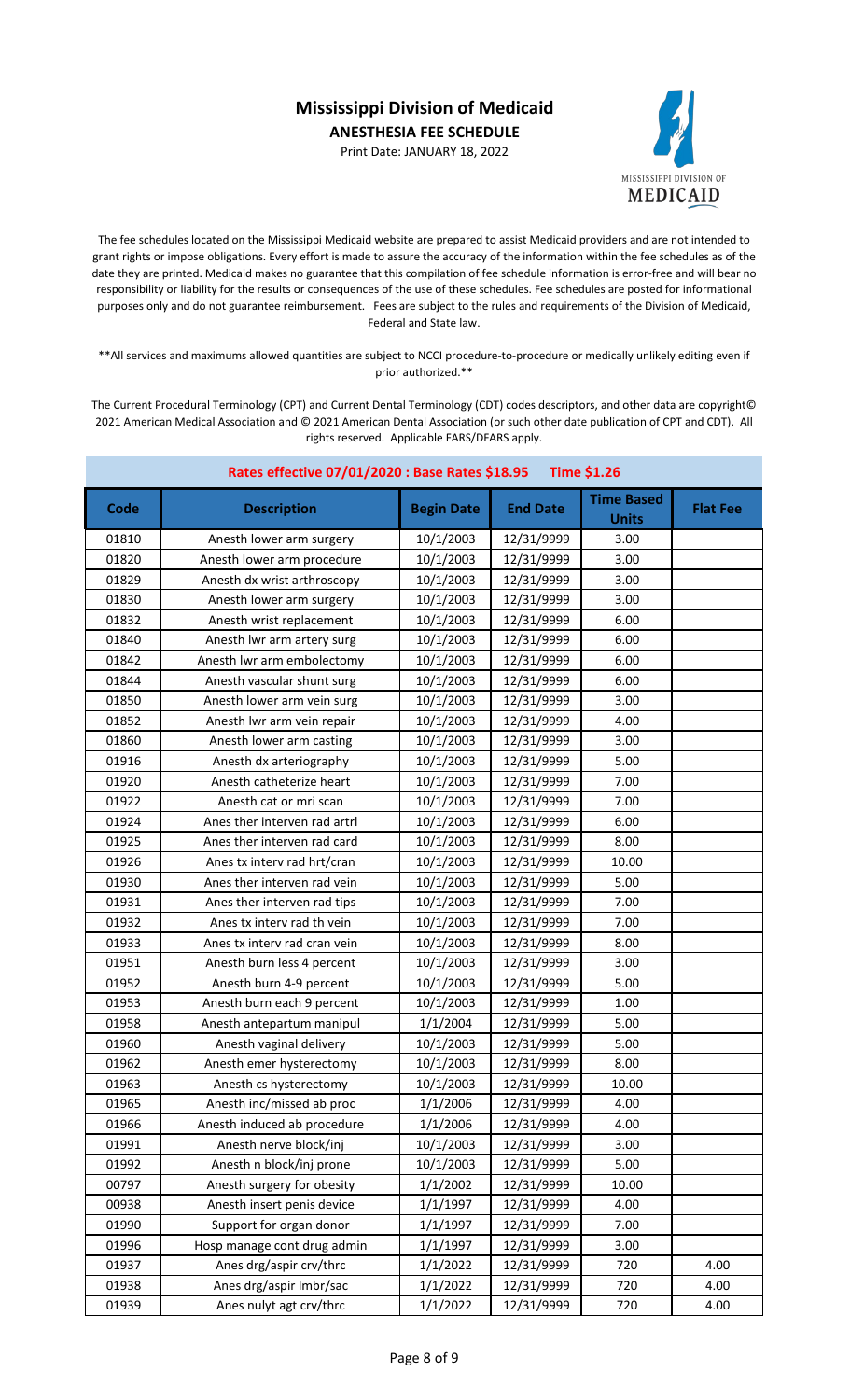# Mississippi Division of Medicaid

**ANESTHESIA FEE SCHEDULE**

Print Date: JANUARY 18, 2022

The fee schedules located on the Mississippi Medicaid website are prepared to assist Medicaid providers and are not intended to grant rights or impose obligations. Every effort is made to assure the accuracy of the information within the fee schedules as of the date they are printed. Medicaid makes no guarantee that this compilation of fee schedule information is error-free and will bear no responsibility or liability for the results or consequences of the use of these schedules. Fee schedules are posted for informational purposes only and do not guarantee reimbursement. Fees are subject to the rules and requirements of the Division of Medicaid, Federal and State law.

**All services and maximums allowed quantities are subject to NCCI procedure-to-procedure or medically unlikely editing even if prior authorized.**

The Current Procedural Terminology (CPT) and Current Dental Terminology (CDT) codes descriptors, and other data are copyright© 2021 American Medical Association and © 2021 American Dental Association (or such other date publication of CPT and CDT). All rights reserved. Applicable FARS/DFARS apply.

**Rates effective 07/01/2020 : Base Rates $18.95 Time $1.26**

| Code | Description | Begin Date | End Date | Time Based Units | Flat Fee |
|---|---|---|---|---|---|
| 01810 | Anesth lower arm surgery | 10/1/2003 | 12/31/9999 | 3.00 | |
| 01820 | Anesth lower arm procedure | 10/1/2003 | 12/31/9999 | 3.00 | |
| 01829 | Anesth dx wrist arthroscopy | 10/1/2003 | 12/31/9999 | 3.00 | |
| 01830 | Anesth lower arm surgery | 10/1/2003 | 12/31/9999 | 3.00 | |
| 01832 | Anesth wrist replacement | 10/1/2003 | 12/31/9999 | 6.00 | |
| 01840 | Anesth lwr arm artery surg | 10/1/2003 | 12/31/9999 | 6.00 | |
| 01842 | Anesth lwr arm embolectomy | 10/1/2003 | 12/31/9999 | 6.00 | |
| 01844 | Anesth vascular shunt surg | 10/1/2003 | 12/31/9999 | 6.00 | |
| 01850 | Anesth lower arm vein surg | 10/1/2003 | 12/31/9999 | 3.00 | |
| 01852 | Anesth lwr arm vein repair | 10/1/2003 | 12/31/9999 | 4.00 | |
| 01860 | Anesth lower arm casting | 10/1/2003 | 12/31/9999 | 3.00 | |
| 01916 | Anesth dx arteriography | 10/1/2003 | 12/31/9999 | 5.00 | |
| 01920 | Anesth catheterize heart | 10/1/2003 | 12/31/9999 | 7.00 | |
| 01922 | Anesth cat or mri scan | 10/1/2003 | 12/31/9999 | 7.00 | |
| 01924 | Anes ther interven rad artrl | 10/1/2003 | 12/31/9999 | 6.00 | |
| 01925 | Anes ther interven rad card | 10/1/2003 | 12/31/9999 | 8.00 | |
| 01926 | Anes tx interv rad hrt/cran | 10/1/2003 | 12/31/9999 | 10.00 | |
| 01930 | Anes ther interven rad vein | 10/1/2003 | 12/31/9999 | 5.00 | |
| 01931 | Anes ther interven rad tips | 10/1/2003 | 12/31/9999 | 7.00 | |
| 01932 | Anes tx interv rad th vein | 10/1/2003 | 12/31/9999 | 7.00 | |
| 01933 | Anes tx interv rad cran vein | 10/1/2003 | 12/31/9999 | 8.00 | |
| 01951 | Anesth burn less 4 percent | 10/1/2003 | 12/31/9999 | 3.00 | |
| 01952 | Anesth burn 4-9 percent | 10/1/2003 | 12/31/9999 | 5.00 | |
| 01953 | Anesth burn each 9 percent | 10/1/2003 | 12/31/9999 | 1.00 | |
| 01958 | Anesth antepartum manipul | 1/1/2004 | 12/31/9999 | 5.00 | |
| 01960 | Anesth vaginal delivery | 10/1/2003 | 12/31/9999 | 5.00 | |
| 01962 | Anesth emer hysterectomy | 10/1/2003 | 12/31/9999 | 8.00 | |
| 01963 | Anesth cs hysterectomy | 10/1/2003 | 12/31/9999 | 10.00 | |
| 01965 | Anesth inc/missed ab proc | 1/1/2006 | 12/31/9999 | 4.00 | |
| 01966 | Anesth induced ab procedure | 1/1/2006 | 12/31/9999 | 4.00 | |
| 01991 | Anesth nerve block/inj | 10/1/2003 | 12/31/9999 | 3.00 | |
| 01992 | Anesth n block/inj prone | 10/1/2003 | 12/31/9999 | 5.00 | |
| 00797 | Anesth surgery for obesity | 1/1/2002 | 12/31/9999 | 10.00 | |
| 00938 | Anesth insert penis device | 1/1/1997 | 12/31/9999 | 4.00 | |
| 01990 | Support for organ donor | 1/1/1997 | 12/31/9999 | 7.00 | |
| 01996 | Hosp manage cont drug admin | 1/1/1997 | 12/31/9999 | 3.00 | |
| 01937 | Anes drg/aspir crv/thrc | 1/1/2022 | 12/31/9999 | 720 | 4.00 |
| 01938 | Anes drg/aspir lmbr/sac | 1/1/2022 | 12/31/9999 | 720 | 4.00 |
| 01939 | Anes nulyt agt crv/thrc | 1/1/2022 | 12/31/9999 | 720 | 4.00 |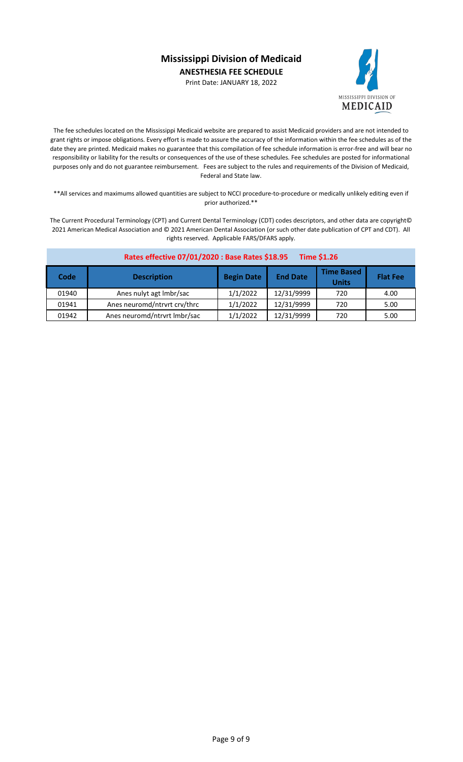# Mississippi Division of Medicaid

**ANESTHESIA FEE SCHEDULE**

Print Date: JANUARY 18, 2022

MISSISSIPPI DIVISION OF MEDICAID

The fee schedules located on the Mississippi Medicaid website are prepared to assist Medicaid providers and are not intended to grant rights or impose obligations. Every effort is made to assure the accuracy of the information within the fee schedules as of the date they are printed. Medicaid makes no guarantee that this compilation of fee schedule information is error-free and will bear no responsibility or liability for the results or consequences of the use of these schedules. Fee schedules are posted for informational purposes only and do not guarantee reimbursement. Fees are subject to the rules and requirements of the Division of Medicaid, Federal and State law.

**All services and maximums allowed quantities are subject to NCCI procedure-to-procedure or medically unlikely editing even if prior authorized.**

The Current Procedural Terminology (CPT) and Current Dental Terminology (CDT) codes descriptors, and other data are copyright© 2021 American Medical Association and © 2021 American Dental Association (or such other date publication of CPT and CDT). All rights reserved. Applicable FARS/DFARS apply.

**Rates effective 07/01/2020 : Base Rates $18.95 Time $1.26**

| Code | Description | Begin Date | End Date | Time Based Units | Flat Fee |
|---|---|---|---|---|---|
| 01940 | Anes nulyt agt lmbr/sac | 1/1/2022 | 12/31/9999 | 720 | 4.00 |
| 01941 | Anes neuromd/ntrvrt crv/thrc | 1/1/2022 | 12/31/9999 | 720 | 5.00 |
| 01942 | Anes neuromd/ntrvrt lmbr/sac | 1/1/2022 | 12/31/9999 | 720 | 5.00 |